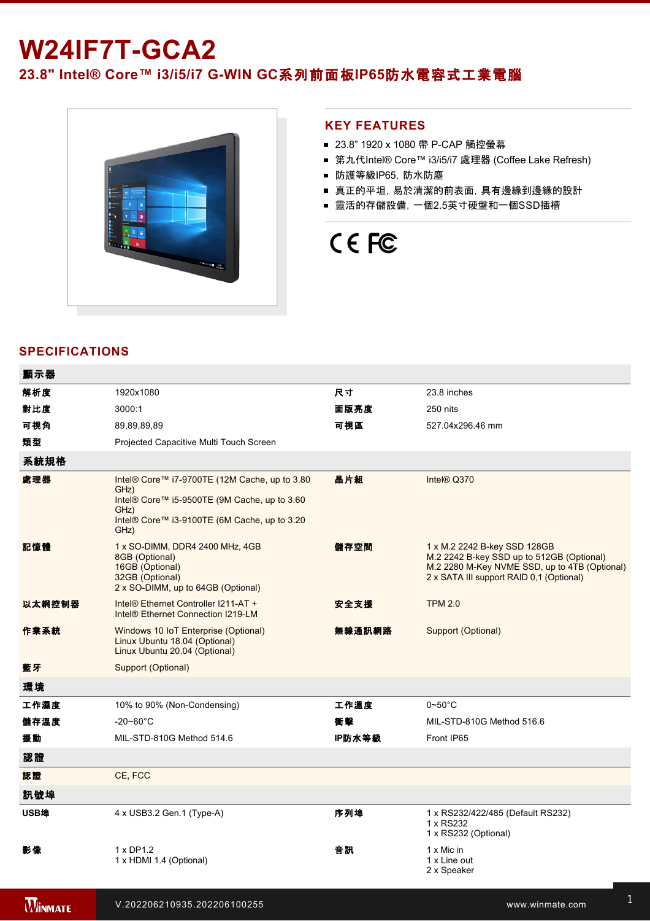# W24IF7T-GCA2

## 23.8" Intel® Core™ i3/i5/i7 G-WIN GC系列前面板IP65防水電容式工業電腦

## KEY FEATURES

- 23.8" 1920 x 1080 帶 P-CAP 觸控螢幕
- 第九代Intel® Core™ i3/i5/i7 處理器 (Coffee Lake Refresh)
- 防護等級IP65，防水防塵
- 真正的平坦，易於清潔的前表面，具有邊緣到邊緣的設計
- 靈活的存儲設備，一個2.5英寸硬盤和一個SSD插槽

## SPECIFICATIONS

| 顯示器 | | | |
|---|---|---|---|
| 解析度 | 1920x1080 | 尺寸 | 23.8 inches |
| 對比度 | 3000:1 | 面版亮度 | 250 nits |
| 可視角 | 89,89,89,89 | 可視區 | 527.04x296.46 mm |
| 類型 | Projected Capacitive Multi Touch Screen | | |
| **系統規格** | | | |
| 處理器 | Intel® Core™ i7-9700TE (12M Cache, up to 3.80 GHz)<br>Intel® Core™ i5-9500TE (9M Cache, up to 3.60 GHz)<br>Intel® Core™ i3-9100TE (6M Cache, up to 3.20 GHz) | 晶片組 | Intel® Q370 |
| 記憶體 | 1 x SO-DIMM, DDR4 2400 MHz, 4GB<br>8GB (Optional)<br>16GB (Optional)<br>32GB (Optional)<br>2 x SO-DIMM, up to 64GB (Optional) | 儲存空間 | 1 x M.2 2242 B-key SSD 128GB<br>M.2 2242 B-key SSD up to 512GB (Optional)<br>M.2 2280 M-Key NVME SSD, up to 4TB (Optional)<br>2 x SATA III support RAID 0,1 (Optional) |
| 以太網控制器 | Intel® Ethernet Controller I211-AT +<br>Intel® Ethernet Connection I219-LM | 安全支援 | TPM 2.0 |
| 作業系統 | Windows 10 IoT Enterprise (Optional)<br>Linux Ubuntu 18.04 (Optional)<br>Linux Ubuntu 20.04 (Optional) | 無線通訊網路 | Support (Optional) |
| 藍牙 | Support (Optional) | | |
| **環境** | | | |
| 工作濕度 | 10% to 90% (Non-Condensing) | 工作溫度 | 0~50°C |
| 儲存溫度 | -20~60°C | 衝擊 | MIL-STD-810G Method 516.6 |
| 振動 | MIL-STD-810G Method 514.6 | IP防水等級 | Front IP65 |
| **認證** | | | |
| 認證 | CE, FCC | | |
| **訊號埠** | | | |
| USB埠 | 4 x USB3.2 Gen.1 (Type-A) | 序列埠 | 1 x RS232/422/485 (Default RS232)<br>1 x RS232<br>1 x RS232 (Optional) |
| 影像 | 1 x DP1.2<br>1 x HDMI 1.4 (Optional) | 音訊 | 1 x Mic in<br>1 x Line out<br>2 x Speaker |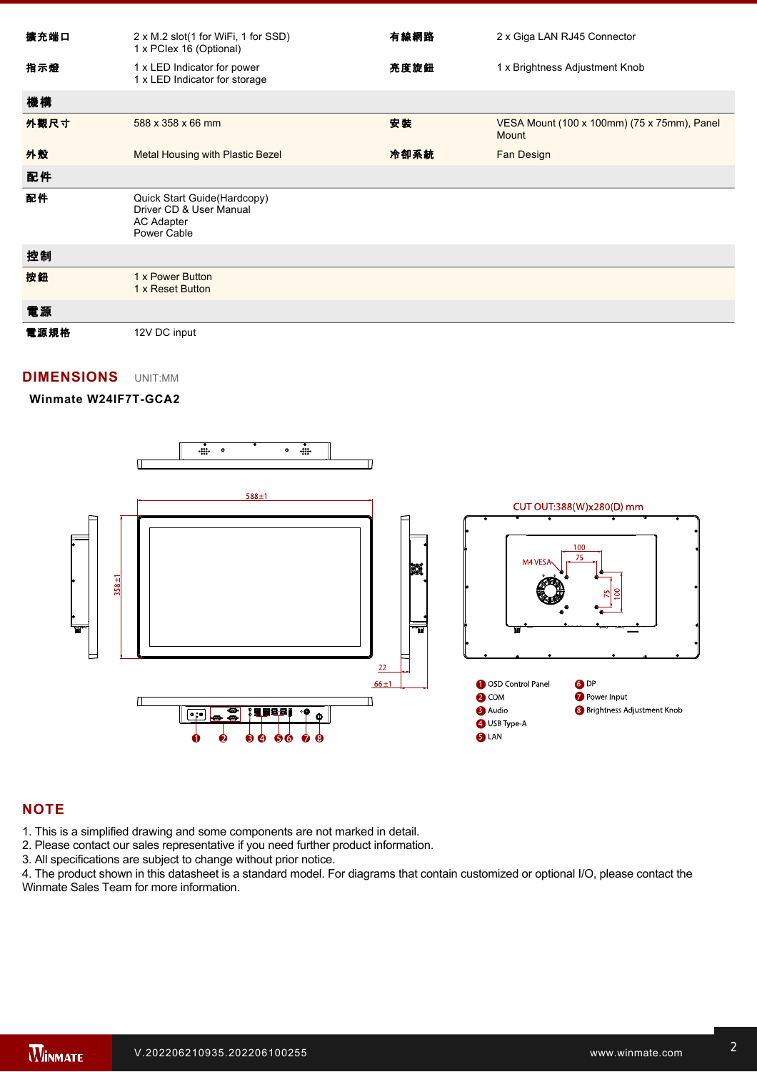| | | | |
|---|---|---|---|
| 擴充端口 | 2 x M.2 slot(1 for WiFi, 1 for SSD)<br>1 x PCIex 16 (Optional) | 有線網路 | 2 x Giga LAN RJ45 Connector |
| 指示燈 | 1 x LED Indicator for power<br>1 x LED Indicator for storage | 亮度旋鈕 | 1 x Brightness Adjustment Knob |

## 機構

| | | | |
|---|---|---|---|
| 外觀尺寸 | 588 x 358 x 66 mm | 安裝 | VESA Mount (100 x 100mm) (75 x 75mm), Panel Mount |
| 外殼 | Metal Housing with Plastic Bezel | 冷卻系統 | Fan Design |

## 配件

| | |
|---|---|
| 配件 | Quick Start Guide(Hardcopy)<br>Driver CD & User Manual<br>AC Adapter<br>Power Cable |

## 控制

| | |
|---|---|
| 按鈕 | 1 x Power Button<br>1 x Reset Button |

## 電源

| | |
|---|---|
| 電源規格 | 12V DC input |

## DIMENSIONS UNIT:MM

**Winmate W24IF7T-GCA2**

588±1

358±1

22

66±1

CUT OUT:388(W)x280(D) mm

M4 VESA

100

75

75

100

1 OSD Control Panel
2 COM
3 Audio
4 USB Type-A
5 LAN
6 DP
7 Power Input
8 Brightness Adjustment Knob

## NOTE

1. This is a simplified drawing and some components are not marked in detail.
2. Please contact our sales representative if you need further product information.
3. All specifications are subject to change without prior notice.
4. The product shown in this datasheet is a standard model. For diagrams that contain customized or optional I/O, please contact the Winmate Sales Team for more information.

V.202206210935.202206100255